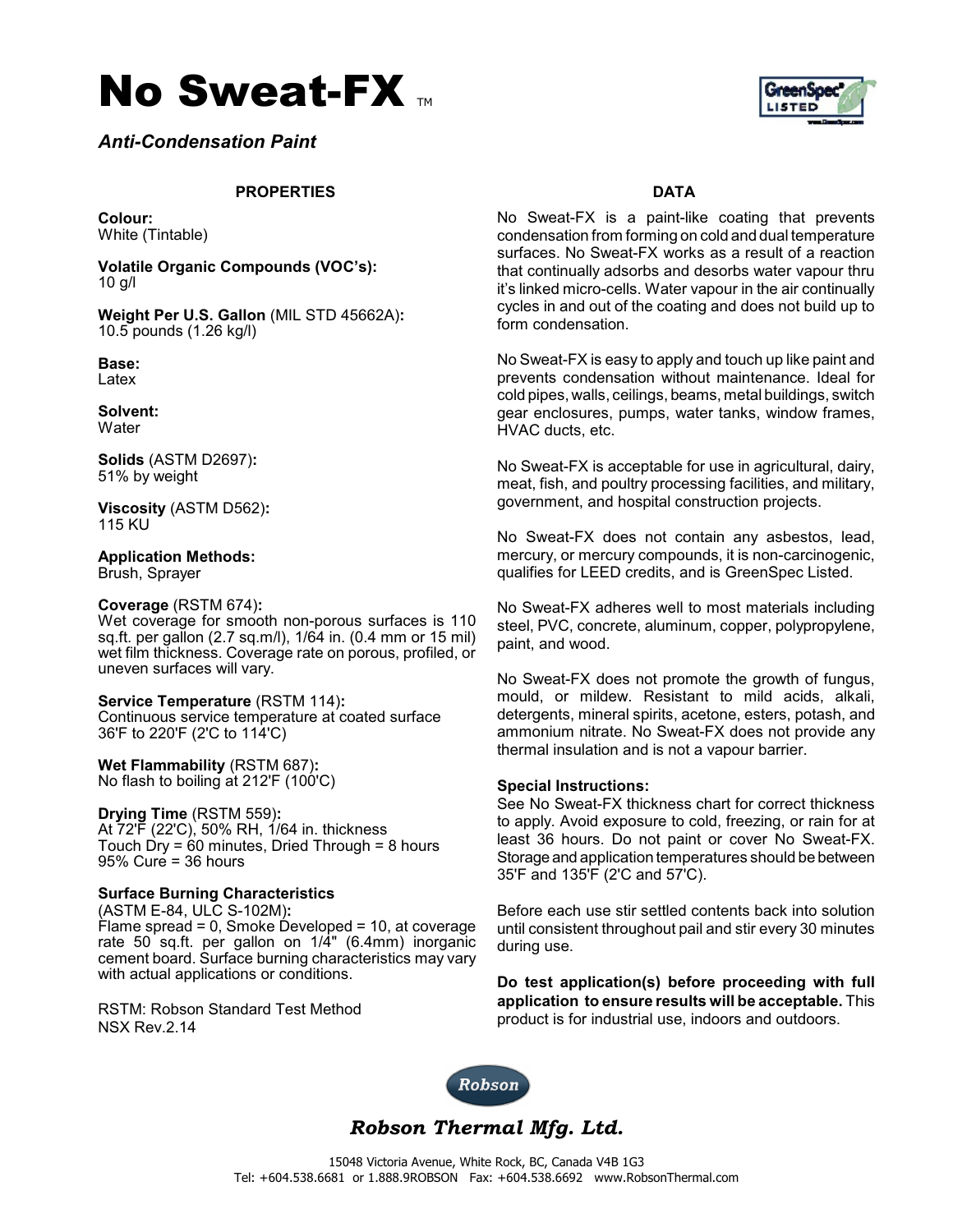# No Sweat-FX ™

*Anti-Condensation Paint*

## PROPERTIES

**Colour:**
White (Tintable)

**Volatile Organic Compounds (VOC's):**
10 g/l

**Weight Per U.S. Gallon** (MIL STD 45662A)**:**
10.5 pounds (1.26 kg/l)

**Base:**
Latex

**Solvent:**
Water

**Solids** (ASTM D2697)**:**
51% by weight

**Viscosity** (ASTM D562)**:**
115 KU

**Application Methods:**
Brush, Sprayer

**Coverage** (RSTM 674)**:**
Wet coverage for smooth non-porous surfaces is 110 sq.ft. per gallon (2.7 sq.m/l), 1/64 in. (0.4 mm or 15 mil) wet film thickness. Coverage rate on porous, profiled, or uneven surfaces will vary.

**Service Temperature** (RSTM 114)**:**
Continuous service temperature at coated surface 36'F to 220'F (2'C to 114'C)

**Wet Flammability** (RSTM 687)**:**
No flash to boiling at 212'F (100'C)

**Drying Time** (RSTM 559)**:**
At 72'F (22'C), 50% RH, 1/64 in. thickness
Touch Dry = 60 minutes, Dried Through = 8 hours
95% Cure = 36 hours

**Surface Burning Characteristics**
(ASTM E-84, ULC S-102M)**:**
Flame spread = 0, Smoke Developed = 10, at coverage rate 50 sq.ft. per gallon on 1/4" (6.4mm) inorganic cement board. Surface burning characteristics may vary with actual applications or conditions.

RSTM: Robson Standard Test Method
NSX Rev.2.14

## DATA

No Sweat-FX is a paint-like coating that prevents condensation from forming on cold and dual temperature surfaces. No Sweat-FX works as a result of a reaction that continually adsorbs and desorbs water vapour thru it's linked micro-cells. Water vapour in the air continually cycles in and out of the coating and does not build up to form condensation.

No Sweat-FX is easy to apply and touch up like paint and prevents condensation without maintenance. Ideal for cold pipes, walls, ceilings, beams, metal buildings, switch gear enclosures, pumps, water tanks, window frames, HVAC ducts, etc.

No Sweat-FX is acceptable for use in agricultural, dairy, meat, fish, and poultry processing facilities, and military, government, and hospital construction projects.

No Sweat-FX does not contain any asbestos, lead, mercury, or mercury compounds, it is non-carcinogenic, qualifies for LEED credits, and is GreenSpec Listed.

No Sweat-FX adheres well to most materials including steel, PVC, concrete, aluminum, copper, polypropylene, paint, and wood.

No Sweat-FX does not promote the growth of fungus, mould, or mildew. Resistant to mild acids, alkali, detergents, mineral spirits, acetone, esters, potash, and ammonium nitrate. No Sweat-FX does not provide any thermal insulation and is not a vapour barrier.

**Special Instructions:**
See No Sweat-FX thickness chart for correct thickness to apply. Avoid exposure to cold, freezing, or rain for at least 36 hours. Do not paint or cover No Sweat-FX. Storage and application temperatures should be between 35'F and 135'F (2'C and 57'C).

Before each use stir settled contents back into solution until consistent throughout pail and stir every 30 minutes during use.

**Do test application(s) before proceeding with full application to ensure results will be acceptable.** This product is for industrial use, indoors and outdoors.

*Robson Thermal Mfg. Ltd.*

15048 Victoria Avenue, White Rock, BC, Canada V4B 1G3
Tel: +604.538.6681 or 1.888.9ROBSON Fax: +604.538.6692 www.RobsonThermal.com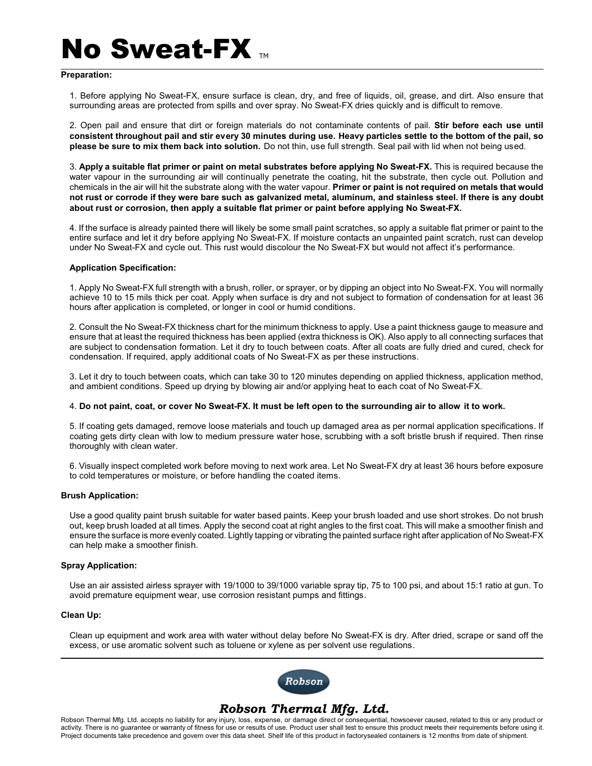# No Sweat-FX ™

**Preparation:**

1. Before applying No Sweat-FX, ensure surface is clean, dry, and free of liquids, oil, grease, and dirt. Also ensure that surrounding areas are protected from spills and over spray. No Sweat-FX dries quickly and is difficult to remove.

2. Open pail and ensure that dirt or foreign materials do not contaminate contents of pail. **Stir before each use until consistent throughout pail and stir every 30 minutes during use. Heavy particles settle to the bottom of the pail, so please be sure to mix them back into solution.** Do not thin, use full strength. Seal pail with lid when not being used.

3. **Apply a suitable flat primer or paint on metal substrates before applying No Sweat-FX.** This is required because the water vapour in the surrounding air will continually penetrate the coating, hit the substrate, then cycle out. Pollution and chemicals in the air will hit the substrate along with the water vapour. **Primer or paint is not required on metals that would not rust or corrode if they were bare such as galvanized metal, aluminum, and stainless steel. If there is any doubt about rust or corrosion, then apply a suitable flat primer or paint before applying No Sweat-FX.**

4. If the surface is already painted there will likely be some small paint scratches, so apply a suitable flat primer or paint to the entire surface and let it dry before applying No Sweat-FX. If moisture contacts an unpainted paint scratch, rust can develop under No Sweat-FX and cycle out. This rust would discolour the No Sweat-FX but would not affect it's performance.

**Application Specification:**

1. Apply No Sweat-FX full strength with a brush, roller, or sprayer, or by dipping an object into No Sweat-FX. You will normally achieve 10 to 15 mils thick per coat. Apply when surface is dry and not subject to formation of condensation for at least 36 hours after application is completed, or longer in cool or humid conditions.

2. Consult the No Sweat-FX thickness chart for the minimum thickness to apply. Use a paint thickness gauge to measure and ensure that at least the required thickness has been applied (extra thickness is OK). Also apply to all connecting surfaces that are subject to condensation formation. Let it dry to touch between coats. After all coats are fully dried and cured, check for condensation. If required, apply additional coats of No Sweat-FX as per these instructions.

3. Let it dry to touch between coats, which can take 30 to 120 minutes depending on applied thickness, application method, and ambient conditions. Speed up drying by blowing air and/or applying heat to each coat of No Sweat-FX.

4. **Do not paint, coat, or cover No Sweat-FX. It must be left open to the surrounding air to allow it to work.**

5. If coating gets damaged, remove loose materials and touch up damaged area as per normal application specifications. If coating gets dirty clean with low to medium pressure water hose, scrubbing with a soft bristle brush if required. Then rinse thoroughly with clean water.

6. Visually inspect completed work before moving to next work area. Let No Sweat-FX dry at least 36 hours before exposure to cold temperatures or moisture, or before handling the coated items.

**Brush Application:**

Use a good quality paint brush suitable for water based paints. Keep your brush loaded and use short strokes. Do not brush out, keep brush loaded at all times. Apply the second coat at right angles to the first coat. This will make a smoother finish and ensure the surface is more evenly coated. Lightly tapping or vibrating the painted surface right after application of No Sweat-FX can help make a smoother finish.

**Spray Application:**

Use an air assisted airless sprayer with 19/1000 to 39/1000 variable spray tip, 75 to 100 psi, and about 15:1 ratio at gun. To avoid premature equipment wear, use corrosion resistant pumps and fittings.

**Clean Up:**

Clean up equipment and work area with water without delay before No Sweat-FX is dry. After dried, scrape or sand off the excess, or use aromatic solvent such as toluene or xylene as per solvent use regulations.

Robson

***Robson Thermal Mfg. Ltd.***

Robson Thermal Mfg. Ltd. accepts no liability for any injury, loss, expense, or damage direct or consequential, howsoever caused, related to this or any product or activity. There is no guarantee or warranty of fitness for use or results of use. Product user shall test to ensure this product meets their requirements before using it. Project documents take precedence and govern over this data sheet. Shelf life of this product in factorysealed containers is 12 months from date of shipment.